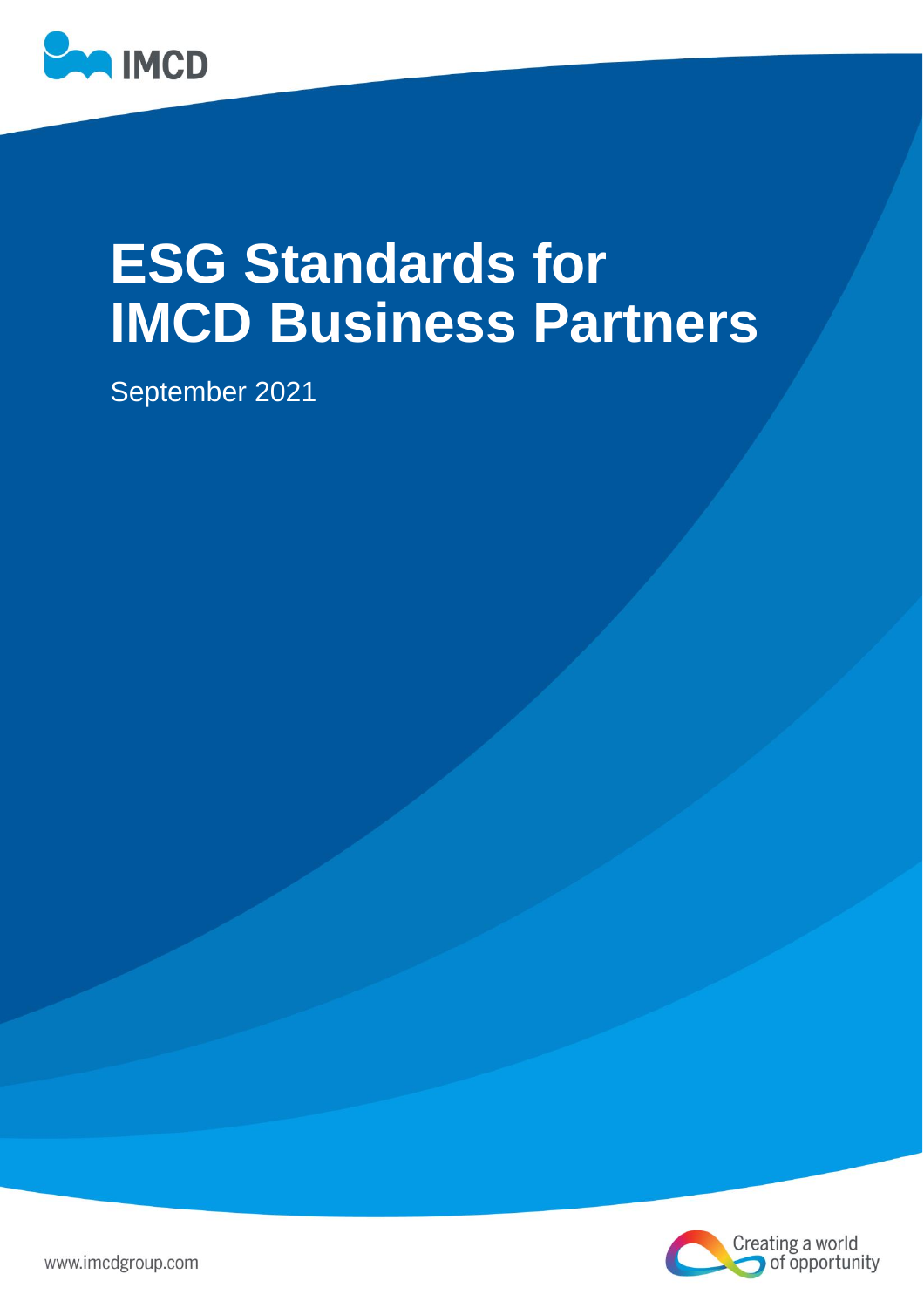IMCD

# ESG Standards for IMCD Business Partners

September 2021

www.imcdgroup.com

Creating a world of opportunity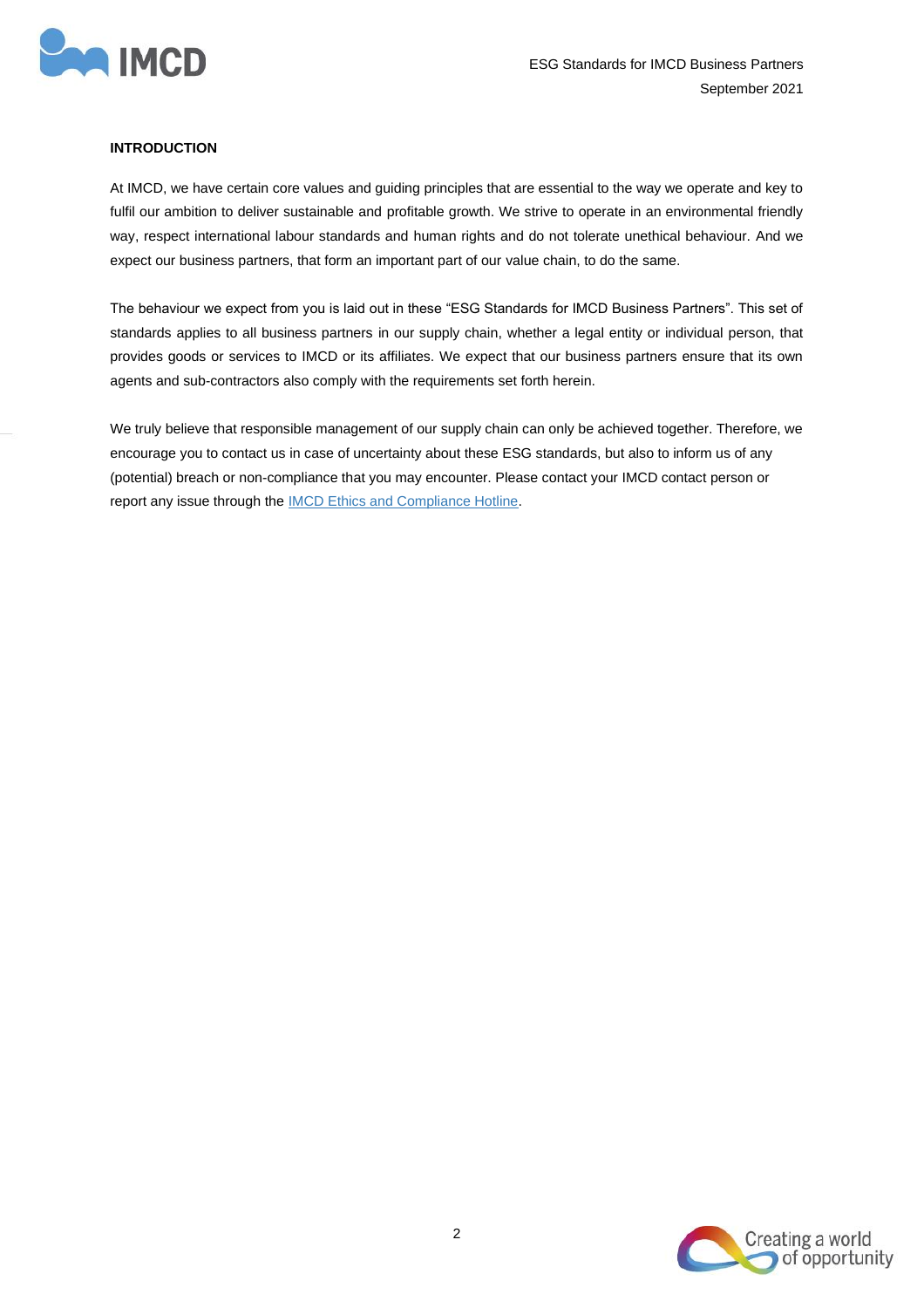## INTRODUCTION

At IMCD, we have certain core values and guiding principles that are essential to the way we operate and key to fulfil our ambition to deliver sustainable and profitable growth. We strive to operate in an environmental friendly way, respect international labour standards and human rights and do not tolerate unethical behaviour. And we expect our business partners, that form an important part of our value chain, to do the same.

The behaviour we expect from you is laid out in these "ESG Standards for IMCD Business Partners". This set of standards applies to all business partners in our supply chain, whether a legal entity or individual person, that provides goods or services to IMCD or its affiliates. We expect that our business partners ensure that its own agents and sub-contractors also comply with the requirements set forth herein.

We truly believe that responsible management of our supply chain can only be achieved together. Therefore, we encourage you to contact us in case of uncertainty about these ESG standards, but also to inform us of any (potential) breach or non-compliance that you may encounter. Please contact your IMCD contact person or report any issue through the IMCD Ethics and Compliance Hotline.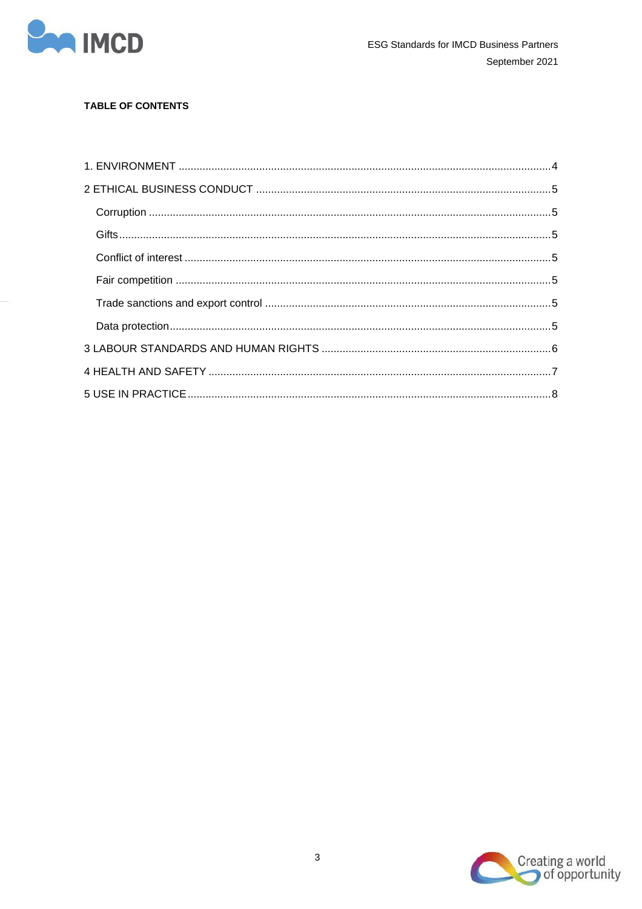**TABLE OF CONTENTS**

1. ENVIRONMENT ..................................................................4
2 ETHICAL BUSINESS CONDUCT ..................................................5
   - Corruption ..................................................................5
   - Gifts ..................................................................5
   - Conflict of interest ..................................................................5
   - Fair competition ..................................................................5
   - Trade sanctions and export control ..................................................................5
   - Data protection ..................................................................5

3 LABOUR STANDARDS AND HUMAN RIGHTS ..................................................6

4 HEALTH AND SAFETY ..................................................................7

5 USE IN PRACTICE ..................................................................8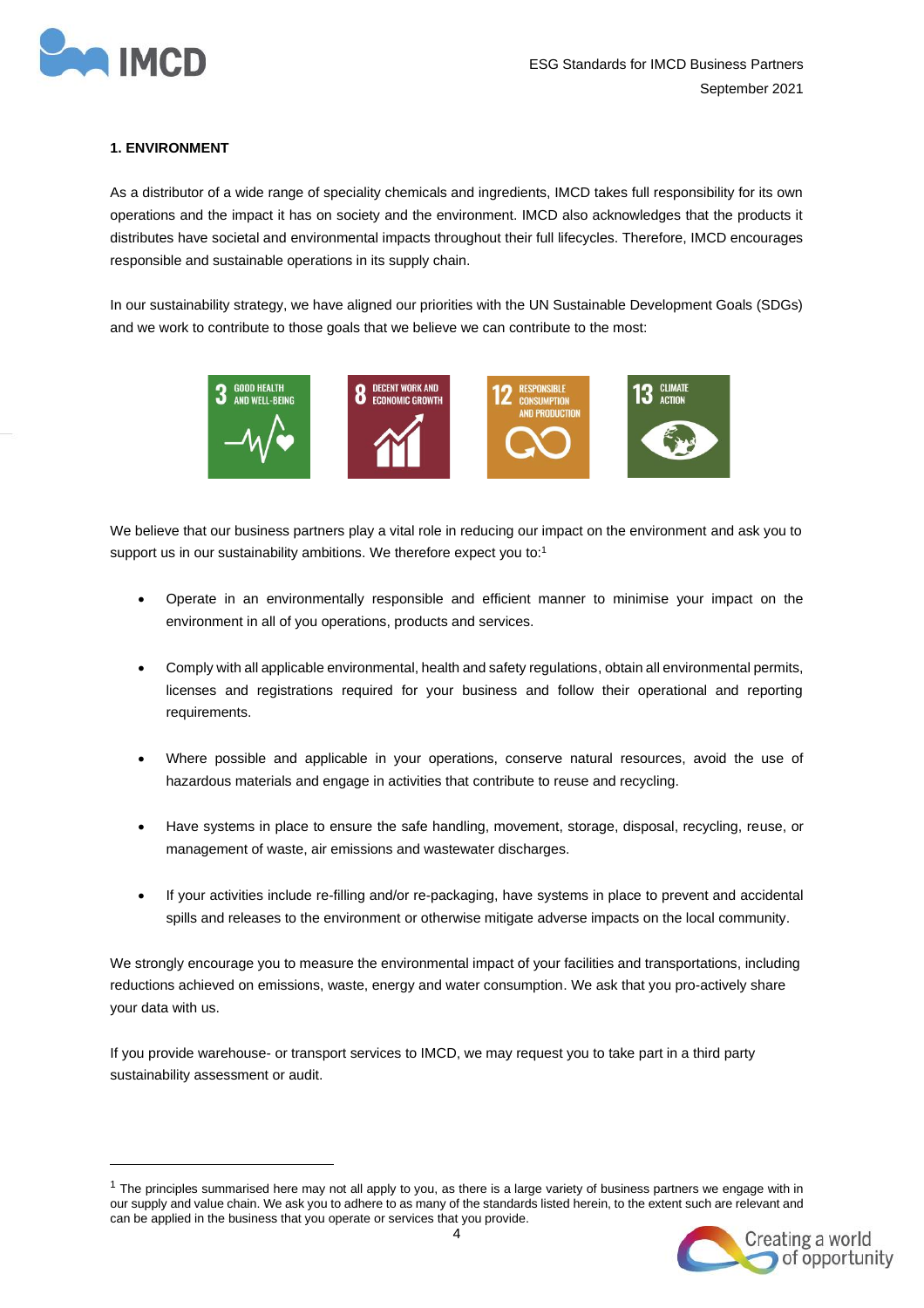## 1. ENVIRONMENT

As a distributor of a wide range of speciality chemicals and ingredients, IMCD takes full responsibility for its own operations and the impact it has on society and the environment. IMCD also acknowledges that the products it distributes have societal and environmental impacts throughout their full lifecycles. Therefore, IMCD encourages responsible and sustainable operations in its supply chain.

In our sustainability strategy, we have aligned our priorities with the UN Sustainable Development Goals (SDGs) and we work to contribute to those goals that we believe we can contribute to the most:

We believe that our business partners play a vital role in reducing our impact on the environment and ask you to support us in our sustainability ambitions. We therefore expect you to:[1]

- Operate in an environmentally responsible and efficient manner to minimise your impact on the environment in all of you operations, products and services.
- Comply with all applicable environmental, health and safety regulations, obtain all environmental permits, licenses and registrations required for your business and follow their operational and reporting requirements.
- Where possible and applicable in your operations, conserve natural resources, avoid the use of hazardous materials and engage in activities that contribute to reuse and recycling.
- Have systems in place to ensure the safe handling, movement, storage, disposal, recycling, reuse, or management of waste, air emissions and wastewater discharges.
- If your activities include re-filling and/or re-packaging, have systems in place to prevent and accidental spills and releases to the environment or otherwise mitigate adverse impacts on the local community.

We strongly encourage you to measure the environmental impact of your facilities and transportations, including reductions achieved on emissions, waste, energy and water consumption. We ask that you pro-actively share your data with us.

If you provide warehouse- or transport services to IMCD, we may request you to take part in a third party sustainability assessment or audit.

---

[1] The principles summarised here may not all apply to you, as there is a large variety of business partners we engage with in our supply and value chain. We ask you to adhere to as many of the standards listed herein, to the extent such are relevant and can be applied in the business that you operate or services that you provide.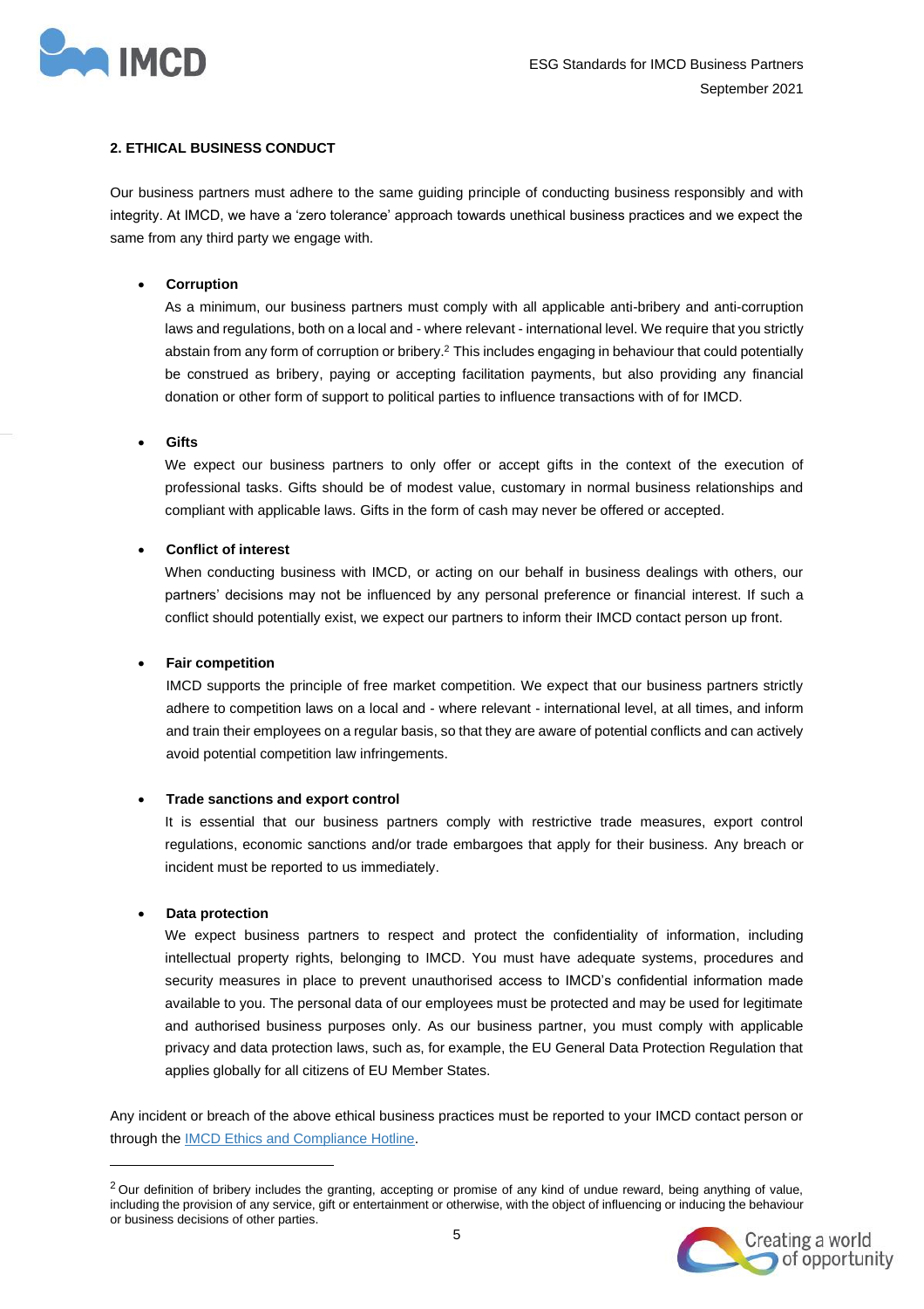## 2. ETHICAL BUSINESS CONDUCT

Our business partners must adhere to the same guiding principle of conducting business responsibly and with integrity. At IMCD, we have a 'zero tolerance' approach towards unethical business practices and we expect the same from any third party we engage with.

- **Corruption**
  As a minimum, our business partners must comply with all applicable anti-bribery and anti-corruption laws and regulations, both on a local and - where relevant - international level. We require that you strictly abstain from any form of corruption or bribery.[2] This includes engaging in behaviour that could potentially be construed as bribery, paying or accepting facilitation payments, but also providing any financial donation or other form of support to political parties to influence transactions with of for IMCD.

- **Gifts**
  We expect our business partners to only offer or accept gifts in the context of the execution of professional tasks. Gifts should be of modest value, customary in normal business relationships and compliant with applicable laws. Gifts in the form of cash may never be offered or accepted.

- **Conflict of interest**
  When conducting business with IMCD, or acting on our behalf in business dealings with others, our partners' decisions may not be influenced by any personal preference or financial interest. If such a conflict should potentially exist, we expect our partners to inform their IMCD contact person up front.

- **Fair competition**
  IMCD supports the principle of free market competition. We expect that our business partners strictly adhere to competition laws on a local and - where relevant - international level, at all times, and inform and train their employees on a regular basis, so that they are aware of potential conflicts and can actively avoid potential competition law infringements.

- **Trade sanctions and export control**
  It is essential that our business partners comply with restrictive trade measures, export control regulations, economic sanctions and/or trade embargoes that apply for their business. Any breach or incident must be reported to us immediately.

- **Data protection**
  We expect business partners to respect and protect the confidentiality of information, including intellectual property rights, belonging to IMCD. You must have adequate systems, procedures and security measures in place to prevent unauthorised access to IMCD's confidential information made available to you. The personal data of our employees must be protected and may be used for legitimate and authorised business purposes only. As our business partner, you must comply with applicable privacy and data protection laws, such as, for example, the EU General Data Protection Regulation that applies globally for all citizens of EU Member States.

Any incident or breach of the above ethical business practices must be reported to your IMCD contact person or through the [IMCD Ethics and Compliance Hotline](#).

---

[2] Our definition of bribery includes the granting, accepting or promise of any kind of undue reward, being anything of value, including the provision of any service, gift or entertainment or otherwise, with the object of influencing or inducing the behaviour or business decisions of other parties.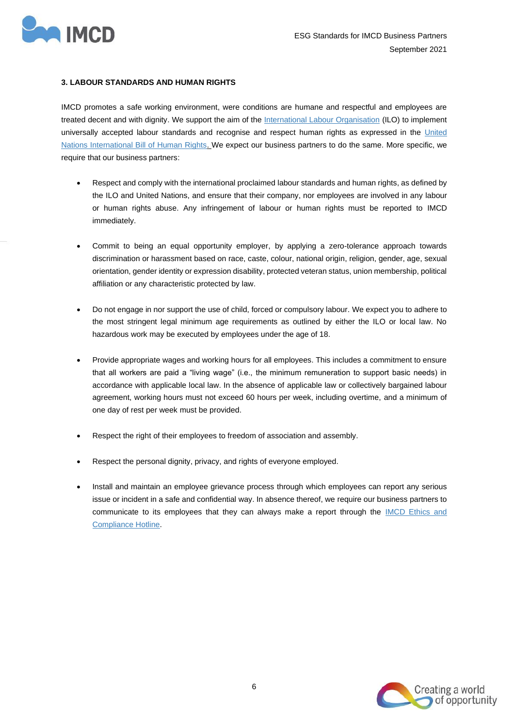### 3. LABOUR STANDARDS AND HUMAN RIGHTS

IMCD promotes a safe working environment, were conditions are humane and respectful and employees are treated decent and with dignity. We support the aim of the International Labour Organisation (ILO) to implement universally accepted labour standards and recognise and respect human rights as expressed in the United Nations International Bill of Human Rights. We expect our business partners to do the same. More specific, we require that our business partners:

- Respect and comply with the international proclaimed labour standards and human rights, as defined by the ILO and United Nations, and ensure that their company, nor employees are involved in any labour or human rights abuse. Any infringement of labour or human rights must be reported to IMCD immediately.
- Commit to being an equal opportunity employer, by applying a zero-tolerance approach towards discrimination or harassment based on race, caste, colour, national origin, religion, gender, age, sexual orientation, gender identity or expression disability, protected veteran status, union membership, political affiliation or any characteristic protected by law.
- Do not engage in nor support the use of child, forced or compulsory labour. We expect you to adhere to the most stringent legal minimum age requirements as outlined by either the ILO or local law. No hazardous work may be executed by employees under the age of 18.
- Provide appropriate wages and working hours for all employees. This includes a commitment to ensure that all workers are paid a "living wage" (i.e., the minimum remuneration to support basic needs) in accordance with applicable local law. In the absence of applicable law or collectively bargained labour agreement, working hours must not exceed 60 hours per week, including overtime, and a minimum of one day of rest per week must be provided.
- Respect the right of their employees to freedom of association and assembly.
- Respect the personal dignity, privacy, and rights of everyone employed.
- Install and maintain an employee grievance process through which employees can report any serious issue or incident in a safe and confidential way. In absence thereof, we require our business partners to communicate to its employees that they can always make a report through the IMCD Ethics and Compliance Hotline.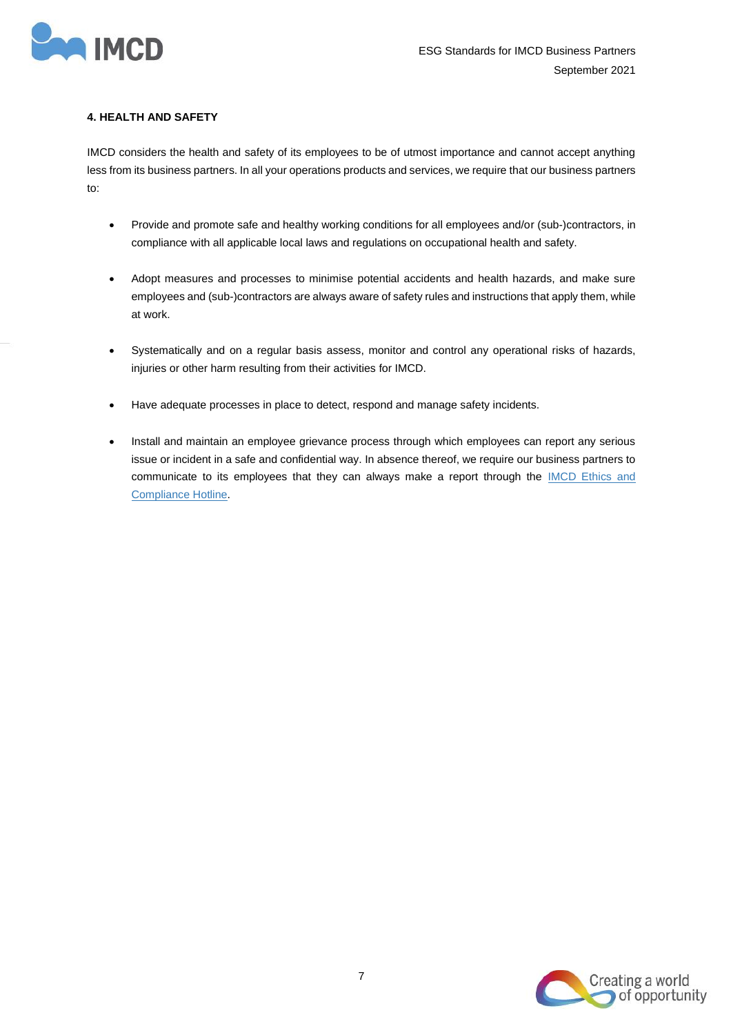#### 4. HEALTH AND SAFETY

IMCD considers the health and safety of its employees to be of utmost importance and cannot accept anything less from its business partners. In all your operations products and services, we require that our business partners to:

- Provide and promote safe and healthy working conditions for all employees and/or (sub-)contractors, in compliance with all applicable local laws and regulations on occupational health and safety.
- Adopt measures and processes to minimise potential accidents and health hazards, and make sure employees and (sub-)contractors are always aware of safety rules and instructions that apply them, while at work.
- Systematically and on a regular basis assess, monitor and control any operational risks of hazards, injuries or other harm resulting from their activities for IMCD.
- Have adequate processes in place to detect, respond and manage safety incidents.
- Install and maintain an employee grievance process through which employees can report any serious issue or incident in a safe and confidential way. In absence thereof, we require our business partners to communicate to its employees that they can always make a report through the IMCD Ethics and Compliance Hotline.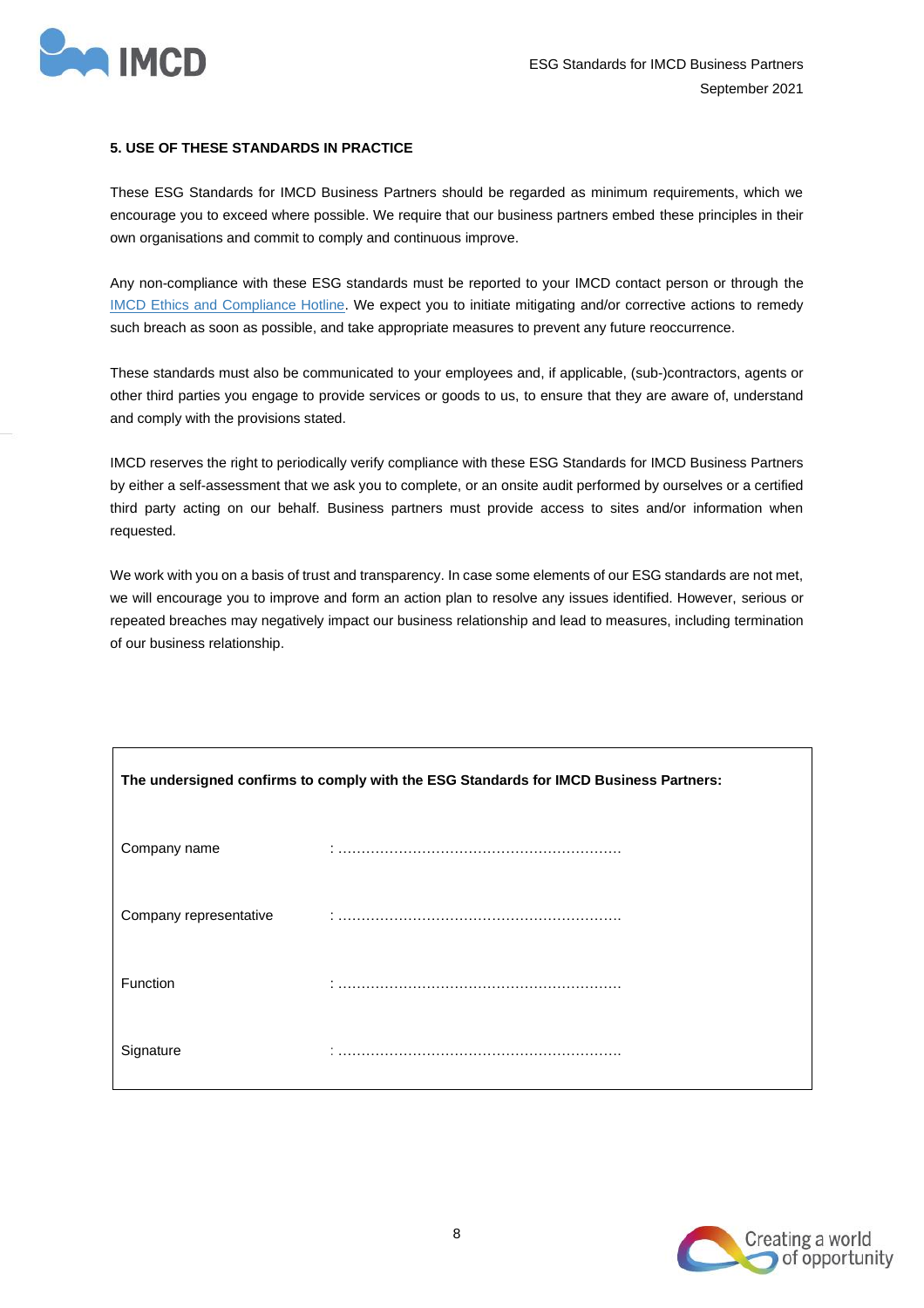### 5. USE OF THESE STANDARDS IN PRACTICE

These ESG Standards for IMCD Business Partners should be regarded as minimum requirements, which we encourage you to exceed where possible. We require that our business partners embed these principles in their own organisations and commit to comply and continuous improve.

Any non-compliance with these ESG standards must be reported to your IMCD contact person or through the IMCD Ethics and Compliance Hotline. We expect you to initiate mitigating and/or corrective actions to remedy such breach as soon as possible, and take appropriate measures to prevent any future reoccurrence.

These standards must also be communicated to your employees and, if applicable, (sub-)contractors, agents or other third parties you engage to provide services or goods to us, to ensure that they are aware of, understand and comply with the provisions stated.

IMCD reserves the right to periodically verify compliance with these ESG Standards for IMCD Business Partners by either a self-assessment that we ask you to complete, or an onsite audit performed by ourselves or a certified third party acting on our behalf. Business partners must provide access to sites and/or information when requested.

We work with you on a basis of trust and transparency. In case some elements of our ESG standards are not met, we will encourage you to improve and form an action plan to resolve any issues identified. However, serious or repeated breaches may negatively impact our business relationship and lead to measures, including termination of our business relationship.

**The undersigned confirms to comply with the ESG Standards for IMCD Business Partners:**

| | |
|---|---|
| Company name | : ………………………………………………… |
| Company representative | : ………………………………………………… |
| Function | : ………………………………………………… |
| Signature | : ………………………………………………… |